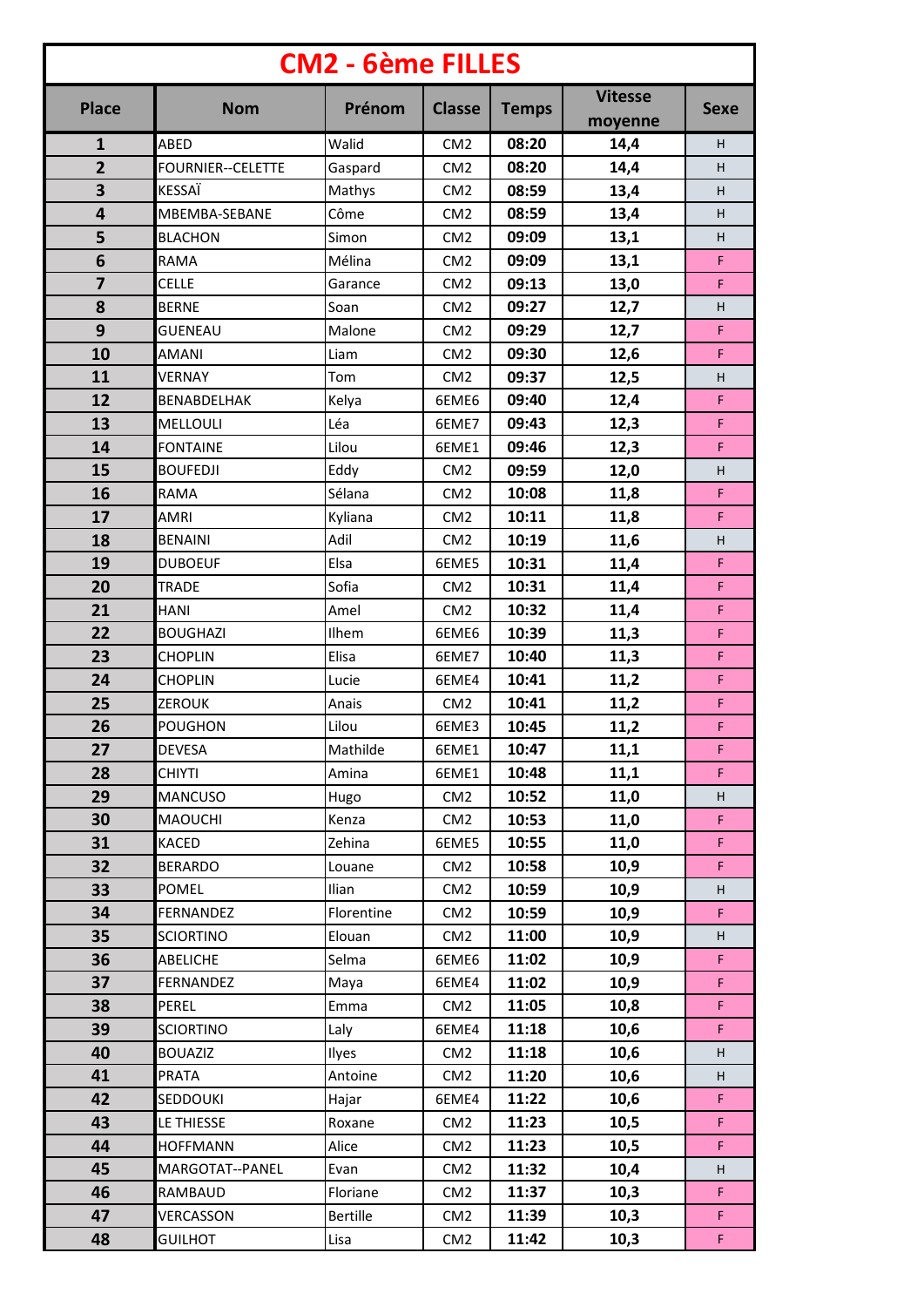# CM2 - 6ème FILLES

| Place | Nom | Prénom | Classe | Temps | Vitesse moyenne | Sexe |
|---|---|---|---|---|---|---|
| 1 | ABED | Walid | CM2 | 08:20 | 14,4 | H |
| 2 | FOURNIER--CELETTE | Gaspard | CM2 | 08:20 | 14,4 | H |
| 3 | KESSAÏ | Mathys | CM2 | 08:59 | 13,4 | H |
| 4 | MBEMBA-SEBANE | Côme | CM2 | 08:59 | 13,4 | H |
| 5 | BLACHON | Simon | CM2 | 09:09 | 13,1 | H |
| 6 | RAMA | Mélina | CM2 | 09:09 | 13,1 | F |
| 7 | CELLE | Garance | CM2 | 09:13 | 13,0 | F |
| 8 | BERNE | Soan | CM2 | 09:27 | 12,7 | H |
| 9 | GUENEAU | Malone | CM2 | 09:29 | 12,7 | F |
| 10 | AMANI | Liam | CM2 | 09:30 | 12,6 | F |
| 11 | VERNAY | Tom | CM2 | 09:37 | 12,5 | H |
| 12 | BENABDELHAK | Kelya | 6EME6 | 09:40 | 12,4 | F |
| 13 | MELLOULI | Léa | 6EME7 | 09:43 | 12,3 | F |
| 14 | FONTAINE | Lilou | 6EME1 | 09:46 | 12,3 | F |
| 15 | BOUFEDJI | Eddy | CM2 | 09:59 | 12,0 | H |
| 16 | RAMA | Sélana | CM2 | 10:08 | 11,8 | F |
| 17 | AMRI | Kyliana | CM2 | 10:11 | 11,8 | F |
| 18 | BENAINI | Adil | CM2 | 10:19 | 11,6 | H |
| 19 | DUBOEUF | Elsa | 6EME5 | 10:31 | 11,4 | F |
| 20 | TRADE | Sofia | CM2 | 10:31 | 11,4 | F |
| 21 | HANI | Amel | CM2 | 10:32 | 11,4 | F |
| 22 | BOUGHAZI | Ilhem | 6EME6 | 10:39 | 11,3 | F |
| 23 | CHOPLIN | Elisa | 6EME7 | 10:40 | 11,3 | F |
| 24 | CHOPLIN | Lucie | 6EME4 | 10:41 | 11,2 | F |
| 25 | ZEROUK | Anais | CM2 | 10:41 | 11,2 | F |
| 26 | POUGHON | Lilou | 6EME3 | 10:45 | 11,2 | F |
| 27 | DEVESA | Mathilde | 6EME1 | 10:47 | 11,1 | F |
| 28 | CHIYTI | Amina | 6EME1 | 10:48 | 11,1 | F |
| 29 | MANCUSO | Hugo | CM2 | 10:52 | 11,0 | H |
| 30 | MAOUCHI | Kenza | CM2 | 10:53 | 11,0 | F |
| 31 | KACED | Zehina | 6EME5 | 10:55 | 11,0 | F |
| 32 | BERARDO | Louane | CM2 | 10:58 | 10,9 | F |
| 33 | POMEL | Ilian | CM2 | 10:59 | 10,9 | H |
| 34 | FERNANDEZ | Florentine | CM2 | 10:59 | 10,9 | F |
| 35 | SCIORTINO | Elouan | CM2 | 11:00 | 10,9 | H |
| 36 | ABELICHE | Selma | 6EME6 | 11:02 | 10,9 | F |
| 37 | FERNANDEZ | Maya | 6EME4 | 11:02 | 10,9 | F |
| 38 | PEREL | Emma | CM2 | 11:05 | 10,8 | F |
| 39 | SCIORTINO | Laly | 6EME4 | 11:18 | 10,6 | F |
| 40 | BOUAZIZ | Ilyes | CM2 | 11:18 | 10,6 | H |
| 41 | PRATA | Antoine | CM2 | 11:20 | 10,6 | H |
| 42 | SEDDOUKI | Hajar | 6EME4 | 11:22 | 10,6 | F |
| 43 | LE THIESSE | Roxane | CM2 | 11:23 | 10,5 | F |
| 44 | HOFFMANN | Alice | CM2 | 11:23 | 10,5 | F |
| 45 | MARGOTAT--PANEL | Evan | CM2 | 11:32 | 10,4 | H |
| 46 | RAMBAUD | Floriane | CM2 | 11:37 | 10,3 | F |
| 47 | VERCASSON | Bertille | CM2 | 11:39 | 10,3 | F |
| 48 | GUILHOT | Lisa | CM2 | 11:42 | 10,3 | F |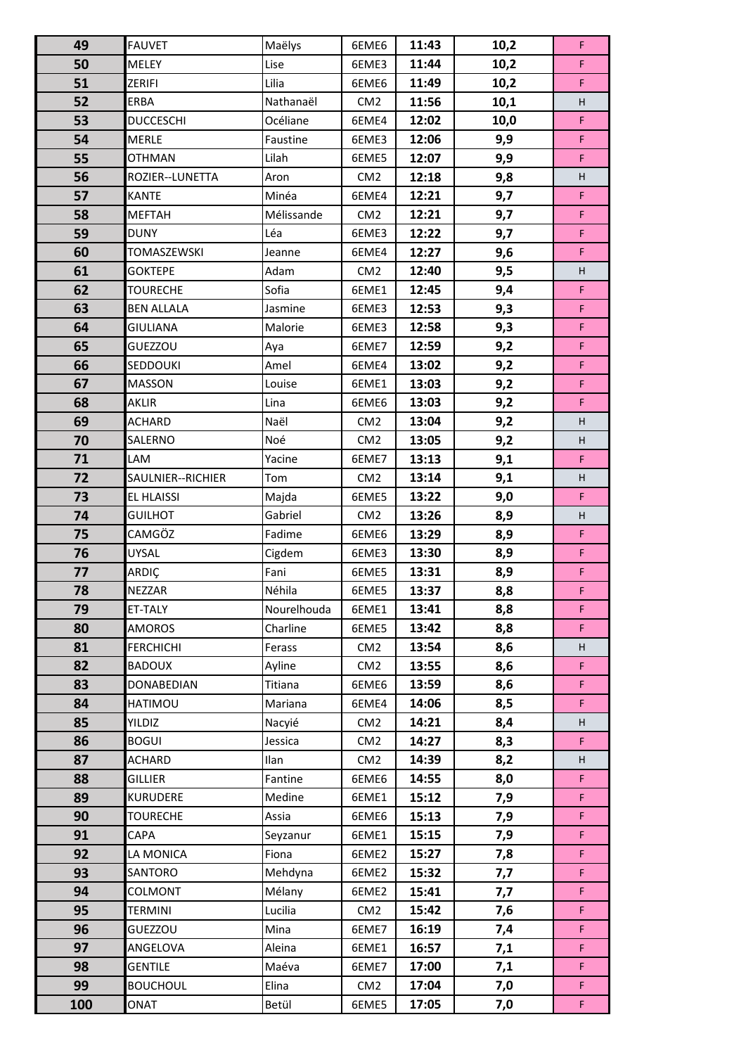| | | | | | | |
|---|---|---|---|---|---|---|
| 49 | FAUVET | Maëlys | 6EME6 | 11:43 | 10,2 | F |
| 50 | MELEY | Lise | 6EME3 | 11:44 | 10,2 | F |
| 51 | ZERIFI | Lilia | 6EME6 | 11:49 | 10,2 | F |
| 52 | ERBA | Nathanaël | CM2 | 11:56 | 10,1 | H |
| 53 | DUCCESCHI | Océliane | 6EME4 | 12:02 | 10,0 | F |
| 54 | MERLE | Faustine | 6EME3 | 12:06 | 9,9 | F |
| 55 | OTHMAN | Lilah | 6EME5 | 12:07 | 9,9 | F |
| 56 | ROZIER--LUNETTA | Aron | CM2 | 12:18 | 9,8 | H |
| 57 | KANTE | Minéa | 6EME4 | 12:21 | 9,7 | F |
| 58 | MEFTAH | Mélissande | CM2 | 12:21 | 9,7 | F |
| 59 | DUNY | Léa | 6EME3 | 12:22 | 9,7 | F |
| 60 | TOMASZEWSKI | Jeanne | 6EME4 | 12:27 | 9,6 | F |
| 61 | GOKTEPE | Adam | CM2 | 12:40 | 9,5 | H |
| 62 | TOURECHE | Sofia | 6EME1 | 12:45 | 9,4 | F |
| 63 | BEN ALLALA | Jasmine | 6EME3 | 12:53 | 9,3 | F |
| 64 | GIULIANA | Malorie | 6EME3 | 12:58 | 9,3 | F |
| 65 | GUEZZOU | Aya | 6EME7 | 12:59 | 9,2 | F |
| 66 | SEDDOUKI | Amel | 6EME4 | 13:02 | 9,2 | F |
| 67 | MASSON | Louise | 6EME1 | 13:03 | 9,2 | F |
| 68 | AKLIR | Lina | 6EME6 | 13:03 | 9,2 | F |
| 69 | ACHARD | Naël | CM2 | 13:04 | 9,2 | H |
| 70 | SALERNO | Noé | CM2 | 13:05 | 9,2 | H |
| 71 | LAM | Yacine | 6EME7 | 13:13 | 9,1 | F |
| 72 | SAULNIER--RICHIER | Tom | CM2 | 13:14 | 9,1 | H |
| 73 | EL HLAISSI | Majda | 6EME5 | 13:22 | 9,0 | F |
| 74 | GUILHOT | Gabriel | CM2 | 13:26 | 8,9 | H |
| 75 | CAMGÖZ | Fadime | 6EME6 | 13:29 | 8,9 | F |
| 76 | UYSAL | Cigdem | 6EME3 | 13:30 | 8,9 | F |
| 77 | ARDIÇ | Fani | 6EME5 | 13:31 | 8,9 | F |
| 78 | NEZZAR | Néhila | 6EME5 | 13:37 | 8,8 | F |
| 79 | ET-TALY | Nourelhouda | 6EME1 | 13:41 | 8,8 | F |
| 80 | AMOROS | Charline | 6EME5 | 13:42 | 8,8 | F |
| 81 | FERCHICHI | Ferass | CM2 | 13:54 | 8,6 | H |
| 82 | BADOUX | Ayline | CM2 | 13:55 | 8,6 | F |
| 83 | DONABEDIAN | Titiana | 6EME6 | 13:59 | 8,6 | F |
| 84 | HATIMOU | Mariana | 6EME4 | 14:06 | 8,5 | F |
| 85 | YILDIZ | Nacyié | CM2 | 14:21 | 8,4 | H |
| 86 | BOGUI | Jessica | CM2 | 14:27 | 8,3 | F |
| 87 | ACHARD | Ilan | CM2 | 14:39 | 8,2 | H |
| 88 | GILLIER | Fantine | 6EME6 | 14:55 | 8,0 | F |
| 89 | KURUDERE | Medine | 6EME1 | 15:12 | 7,9 | F |
| 90 | TOURECHE | Assia | 6EME6 | 15:13 | 7,9 | F |
| 91 | CAPA | Seyzanur | 6EME1 | 15:15 | 7,9 | F |
| 92 | LA MONICA | Fiona | 6EME2 | 15:27 | 7,8 | F |
| 93 | SANTORO | Mehdyna | 6EME2 | 15:32 | 7,7 | F |
| 94 | COLMONT | Mélany | 6EME2 | 15:41 | 7,7 | F |
| 95 | TERMINI | Lucilia | CM2 | 15:42 | 7,6 | F |
| 96 | GUEZZOU | Mina | 6EME7 | 16:19 | 7,4 | F |
| 97 | ANGELOVA | Aleina | 6EME1 | 16:57 | 7,1 | F |
| 98 | GENTILE | Maéva | 6EME7 | 17:00 | 7,1 | F |
| 99 | BOUCHOUL | Elina | CM2 | 17:04 | 7,0 | F |
| 100 | ONAT | Betül | 6EME5 | 17:05 | 7,0 | F |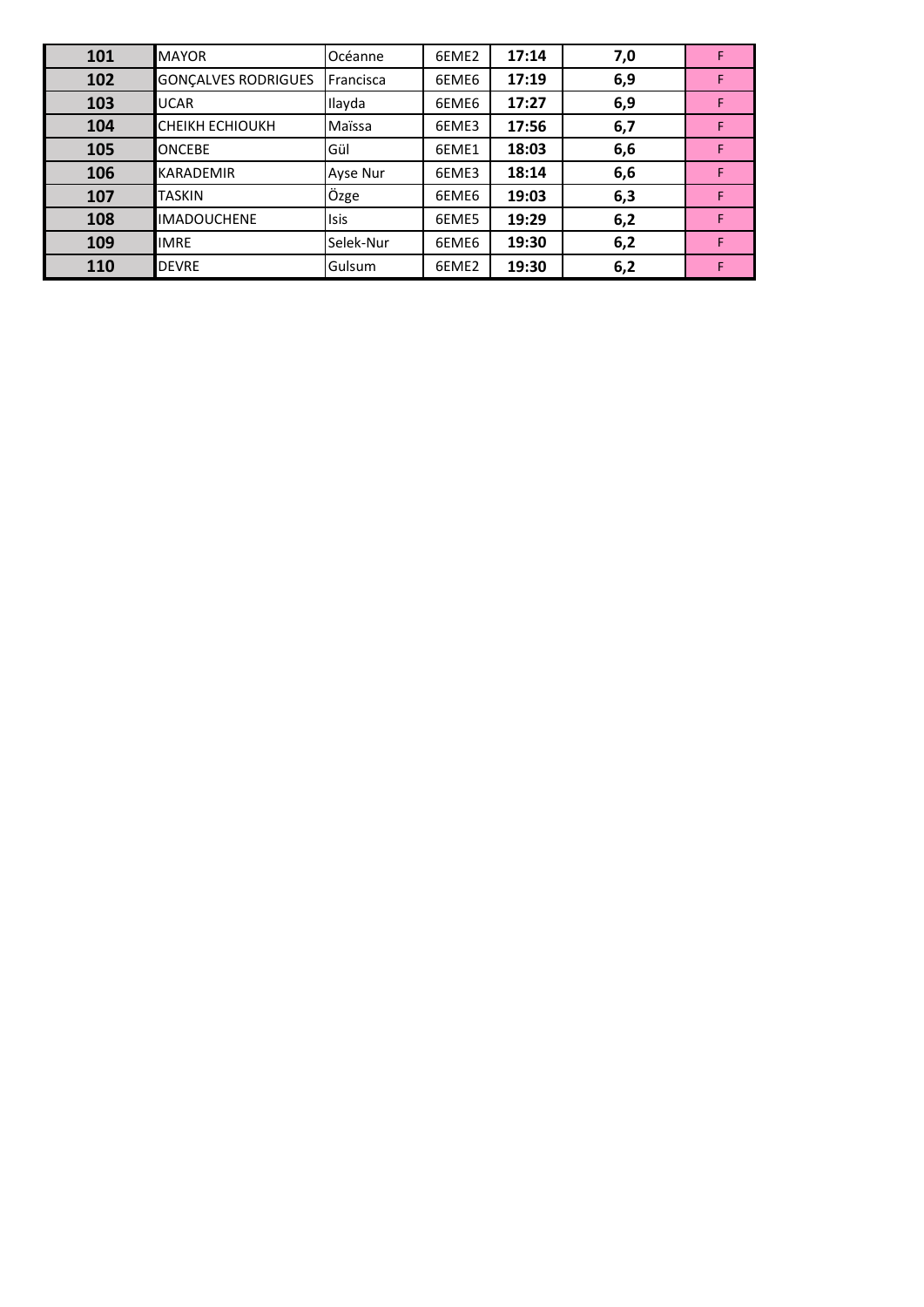| | | | | | | |
|---|---|---|---|---|---|---|
| **101** | MAYOR | Océanne | 6EME2 | **17:14** | **7,0** | F |
| **102** | GONÇALVES RODRIGUES | Francisca | 6EME6 | **17:19** | **6,9** | F |
| **103** | UCAR | Ilayda | 6EME6 | **17:27** | **6,9** | F |
| **104** | CHEIKH ECHIOUKH | Maïssa | 6EME3 | **17:56** | **6,7** | F |
| **105** | ONCEBE | Gül | 6EME1 | **18:03** | **6,6** | F |
| **106** | KARADEMIR | Ayse Nur | 6EME3 | **18:14** | **6,6** | F |
| **107** | TASKIN | Özge | 6EME6 | **19:03** | **6,3** | F |
| **108** | IMADOUCHENE | Isis | 6EME5 | **19:29** | **6,2** | F |
| **109** | IMRE | Selek-Nur | 6EME6 | **19:30** | **6,2** | F |
| **110** | DEVRE | Gulsum | 6EME2 | **19:30** | **6,2** | F |